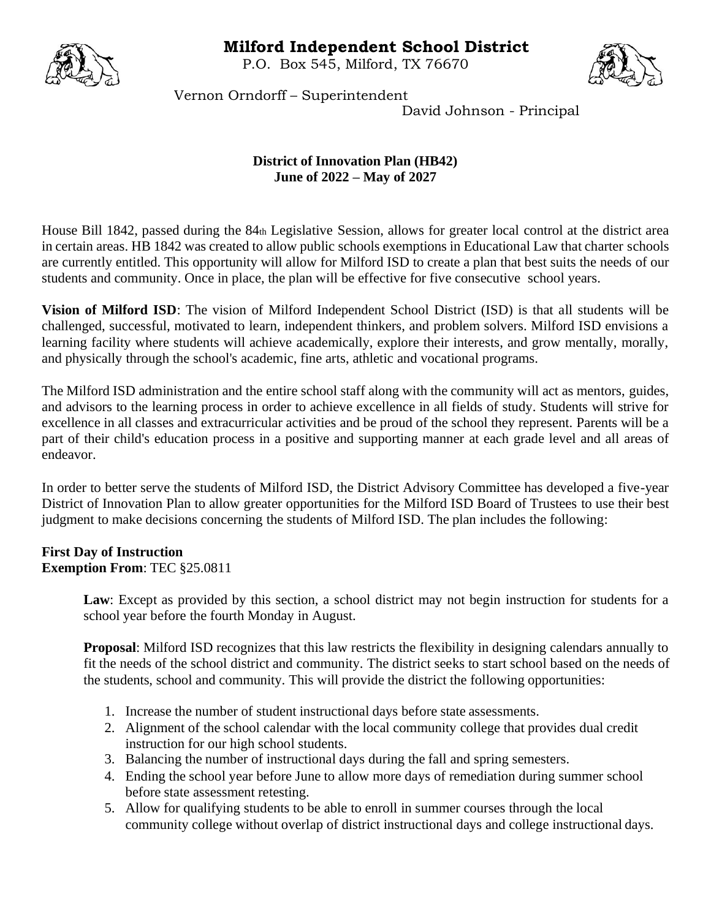# Milford Independent School District

P.O. Box 545, Milford, TX 76670

Vernon Orndorff – Superintendent

David Johnson - Principal

**District of Innovation Plan (HB42)**
**June of 2022 – May of 2027**

House Bill 1842, passed during the 84th Legislative Session, allows for greater local control at the district area in certain areas. HB 1842 was created to allow public schools exemptions in Educational Law that charter schools are currently entitled. This opportunity will allow for Milford ISD to create a plan that best suits the needs of our students and community. Once in place, the plan will be effective for five consecutive school years.

**Vision of Milford ISD**: The vision of Milford Independent School District (ISD) is that all students will be challenged, successful, motivated to learn, independent thinkers, and problem solvers. Milford ISD envisions a learning facility where students will achieve academically, explore their interests, and grow mentally, morally, and physically through the school's academic, fine arts, athletic and vocational programs.

The Milford ISD administration and the entire school staff along with the community will act as mentors, guides, and advisors to the learning process in order to achieve excellence in all fields of study. Students will strive for excellence in all classes and extracurricular activities and be proud of the school they represent. Parents will be a part of their child's education process in a positive and supporting manner at each grade level and all areas of endeavor.

In order to better serve the students of Milford ISD, the District Advisory Committee has developed a five-year District of Innovation Plan to allow greater opportunities for the Milford ISD Board of Trustees to use their best judgment to make decisions concerning the students of Milford ISD. The plan includes the following:

**First Day of Instruction**
**Exemption From**: TEC §25.0811

> **Law**: Except as provided by this section, a school district may not begin instruction for students for a school year before the fourth Monday in August.
>
> **Proposal**: Milford ISD recognizes that this law restricts the flexibility in designing calendars annually to fit the needs of the school district and community. The district seeks to start school based on the needs of the students, school and community. This will provide the district the following opportunities:
>
> 1. Increase the number of student instructional days before state assessments.
> 2. Alignment of the school calendar with the local community college that provides dual credit instruction for our high school students.
> 3. Balancing the number of instructional days during the fall and spring semesters.
> 4. Ending the school year before June to allow more days of remediation during summer school before state assessment retesting.
> 5. Allow for qualifying students to be able to enroll in summer courses through the local community college without overlap of district instructional days and college instructional days.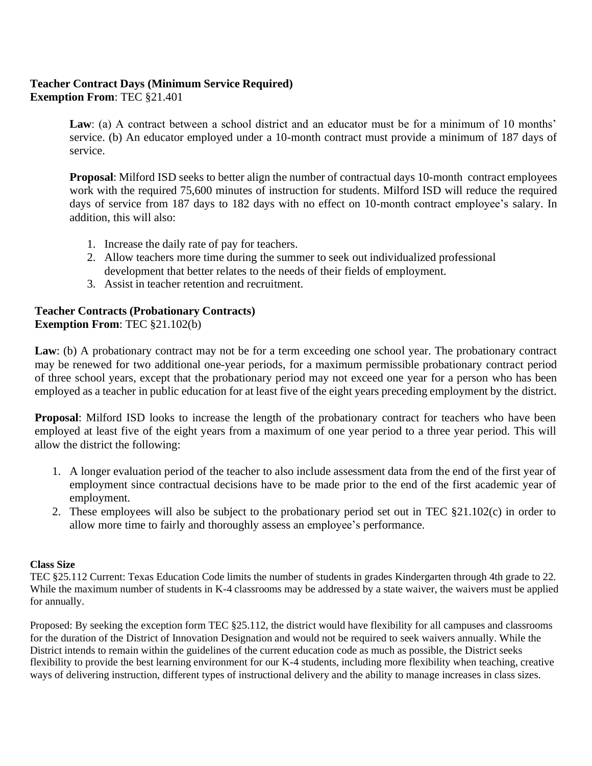**Teacher Contract Days (Minimum Service Required)**
**Exemption From**: TEC §21.401

> **Law**: (a) A contract between a school district and an educator must be for a minimum of 10 months' service. (b) An educator employed under a 10-month contract must provide a minimum of 187 days of service.
>
> **Proposal**: Milford ISD seeks to better align the number of contractual days 10-month contract employees work with the required 75,600 minutes of instruction for students. Milford ISD will reduce the required days of service from 187 days to 182 days with no effect on 10-month contract employee's salary. In addition, this will also:
>
> 1. Increase the daily rate of pay for teachers.
> 2. Allow teachers more time during the summer to seek out individualized professional development that better relates to the needs of their fields of employment.
> 3. Assist in teacher retention and recruitment.

**Teacher Contracts (Probationary Contracts)**
**Exemption From**: TEC §21.102(b)

**Law**: (b) A probationary contract may not be for a term exceeding one school year. The probationary contract may be renewed for two additional one-year periods, for a maximum permissible probationary contract period of three school years, except that the probationary period may not exceed one year for a person who has been employed as a teacher in public education for at least five of the eight years preceding employment by the district.

**Proposal**: Milford ISD looks to increase the length of the probationary contract for teachers who have been employed at least five of the eight years from a maximum of one year period to a three year period. This will allow the district the following:

1. A longer evaluation period of the teacher to also include assessment data from the end of the first year of employment since contractual decisions have to be made prior to the end of the first academic year of employment.
2. These employees will also be subject to the probationary period set out in TEC §21.102(c) in order to allow more time to fairly and thoroughly assess an employee's performance.

**Class Size**

TEC §25.112 Current: Texas Education Code limits the number of students in grades Kindergarten through 4th grade to 22. While the maximum number of students in K-4 classrooms may be addressed by a state waiver, the waivers must be applied for annually.

Proposed: By seeking the exception form TEC §25.112, the district would have flexibility for all campuses and classrooms for the duration of the District of Innovation Designation and would not be required to seek waivers annually. While the District intends to remain within the guidelines of the current education code as much as possible, the District seeks flexibility to provide the best learning environment for our K-4 students, including more flexibility when teaching, creative ways of delivering instruction, different types of instructional delivery and the ability to manage increases in class sizes.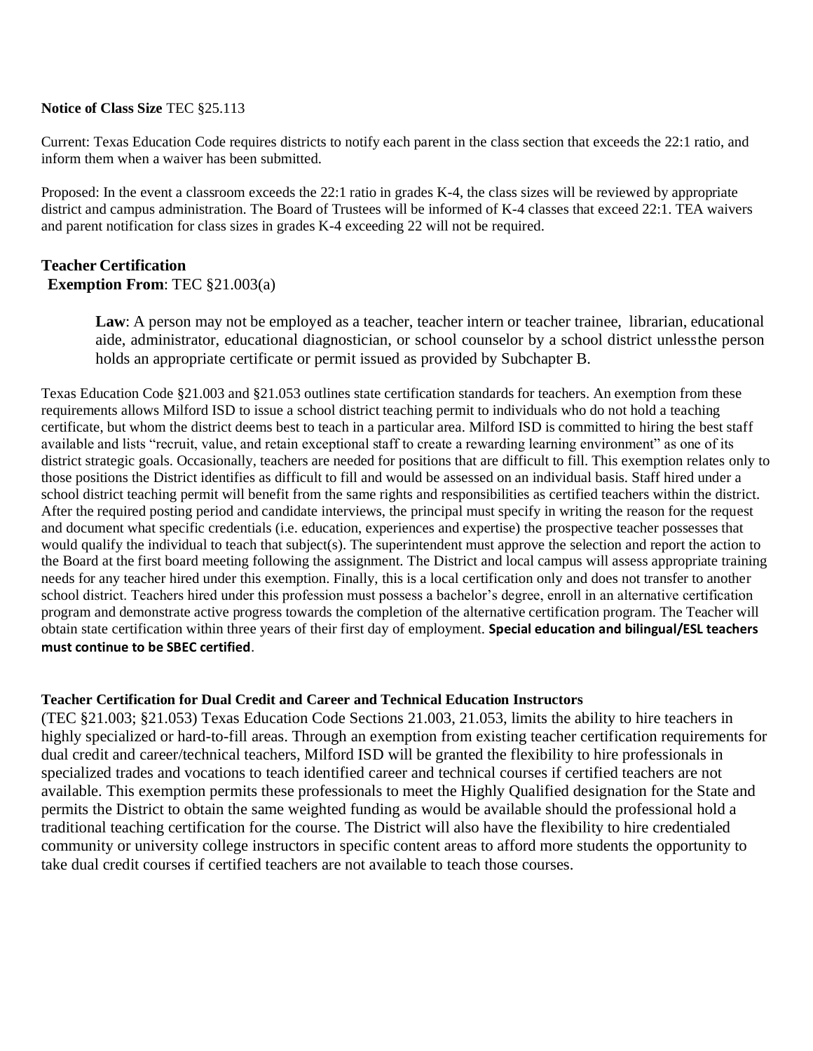**Notice of Class Size** TEC §25.113

Current: Texas Education Code requires districts to notify each parent in the class section that exceeds the 22:1 ratio, and inform them when a waiver has been submitted.

Proposed: In the event a classroom exceeds the 22:1 ratio in grades K-4, the class sizes will be reviewed by appropriate district and campus administration. The Board of Trustees will be informed of K-4 classes that exceed 22:1. TEA waivers and parent notification for class sizes in grades K-4 exceeding 22 will not be required.

## Teacher Certification

**Exemption From**: TEC §21.003(a)

> **Law**: A person may not be employed as a teacher, teacher intern or teacher trainee, librarian, educational aide, administrator, educational diagnostician, or school counselor by a school district unlessthe person holds an appropriate certificate or permit issued as provided by Subchapter B.

Texas Education Code §21.003 and §21.053 outlines state certification standards for teachers. An exemption from these requirements allows Milford ISD to issue a school district teaching permit to individuals who do not hold a teaching certificate, but whom the district deems best to teach in a particular area. Milford ISD is committed to hiring the best staff available and lists "recruit, value, and retain exceptional staff to create a rewarding learning environment" as one of its district strategic goals. Occasionally, teachers are needed for positions that are difficult to fill. This exemption relates only to those positions the District identifies as difficult to fill and would be assessed on an individual basis. Staff hired under a school district teaching permit will benefit from the same rights and responsibilities as certified teachers within the district. After the required posting period and candidate interviews, the principal must specify in writing the reason for the request and document what specific credentials (i.e. education, experiences and expertise) the prospective teacher possesses that would qualify the individual to teach that subject(s). The superintendent must approve the selection and report the action to the Board at the first board meeting following the assignment. The District and local campus will assess appropriate training needs for any teacher hired under this exemption. Finally, this is a local certification only and does not transfer to another school district. Teachers hired under this profession must possess a bachelor's degree, enroll in an alternative certification program and demonstrate active progress towards the completion of the alternative certification program. The Teacher will obtain state certification within three years of their first day of employment. **Special education and bilingual/ESL teachers must continue to be SBEC certified**.

**Teacher Certification for Dual Credit and Career and Technical Education Instructors**

(TEC §21.003; §21.053) Texas Education Code Sections 21.003, 21.053, limits the ability to hire teachers in highly specialized or hard-to-fill areas. Through an exemption from existing teacher certification requirements for dual credit and career/technical teachers, Milford ISD will be granted the flexibility to hire professionals in specialized trades and vocations to teach identified career and technical courses if certified teachers are not available. This exemption permits these professionals to meet the Highly Qualified designation for the State and permits the District to obtain the same weighted funding as would be available should the professional hold a traditional teaching certification for the course. The District will also have the flexibility to hire credentialed community or university college instructors in specific content areas to afford more students the opportunity to take dual credit courses if certified teachers are not available to teach those courses.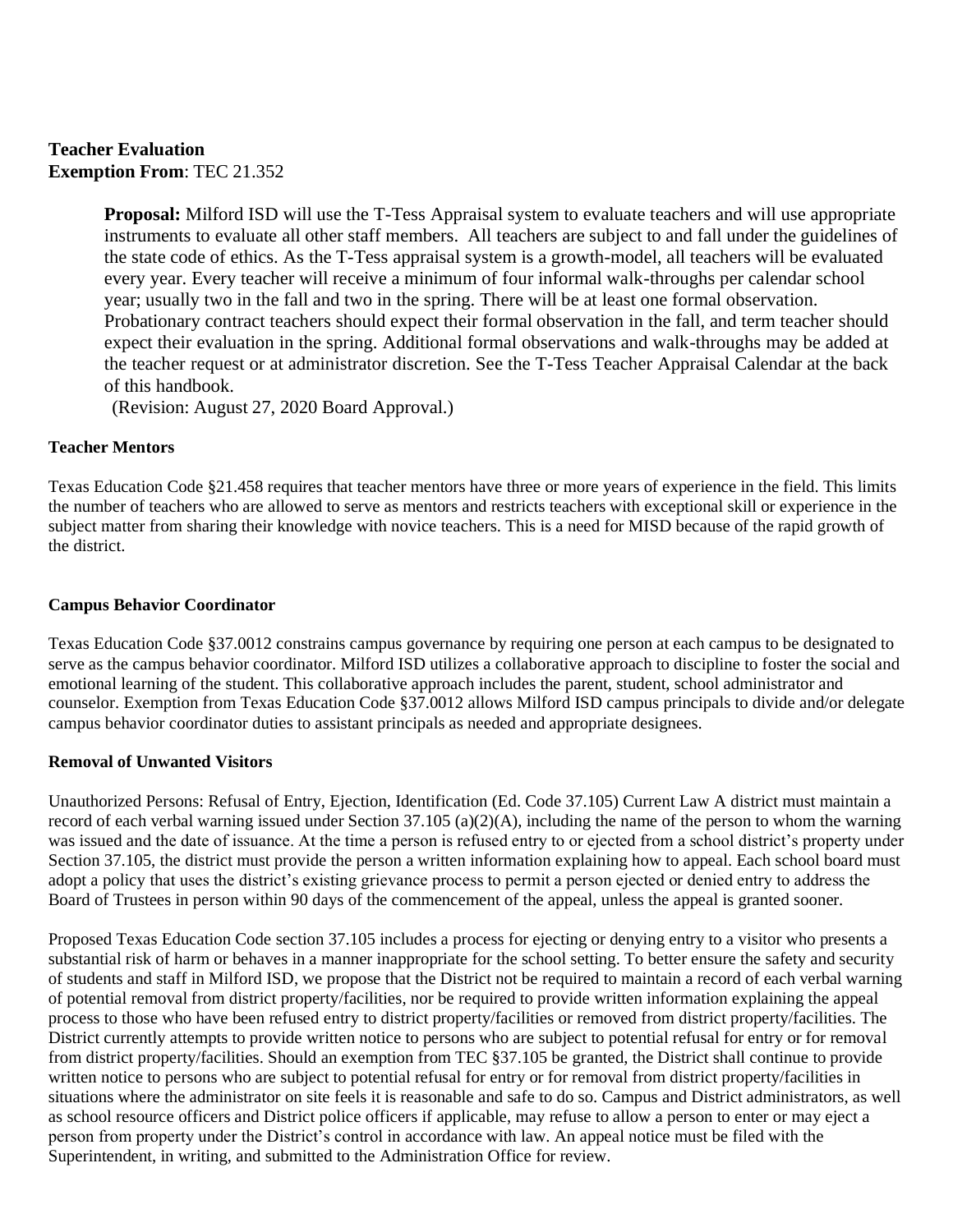**Teacher Evaluation**
**Exemption From**: TEC 21.352

> **Proposal:** Milford ISD will use the T-Tess Appraisal system to evaluate teachers and will use appropriate instruments to evaluate all other staff members. All teachers are subject to and fall under the guidelines of the state code of ethics. As the T-Tess appraisal system is a growth-model, all teachers will be evaluated every year. Every teacher will receive a minimum of four informal walk-throughs per calendar school year; usually two in the fall and two in the spring. There will be at least one formal observation. Probationary contract teachers should expect their formal observation in the fall, and term teacher should expect their evaluation in the spring. Additional formal observations and walk-throughs may be added at the teacher request or at administrator discretion. See the T-Tess Teacher Appraisal Calendar at the back of this handbook.
> (Revision: August 27, 2020 Board Approval.)

**Teacher Mentors**

Texas Education Code §21.458 requires that teacher mentors have three or more years of experience in the field. This limits the number of teachers who are allowed to serve as mentors and restricts teachers with exceptional skill or experience in the subject matter from sharing their knowledge with novice teachers. This is a need for MISD because of the rapid growth of the district.

**Campus Behavior Coordinator**

Texas Education Code §37.0012 constrains campus governance by requiring one person at each campus to be designated to serve as the campus behavior coordinator. Milford ISD utilizes a collaborative approach to discipline to foster the social and emotional learning of the student. This collaborative approach includes the parent, student, school administrator and counselor. Exemption from Texas Education Code §37.0012 allows Milford ISD campus principals to divide and/or delegate campus behavior coordinator duties to assistant principals as needed and appropriate designees.

**Removal of Unwanted Visitors**

Unauthorized Persons: Refusal of Entry, Ejection, Identification (Ed. Code 37.105) Current Law A district must maintain a record of each verbal warning issued under Section 37.105 (a)(2)(A), including the name of the person to whom the warning was issued and the date of issuance. At the time a person is refused entry to or ejected from a school district's property under Section 37.105, the district must provide the person a written information explaining how to appeal. Each school board must adopt a policy that uses the district's existing grievance process to permit a person ejected or denied entry to address the Board of Trustees in person within 90 days of the commencement of the appeal, unless the appeal is granted sooner.

Proposed Texas Education Code section 37.105 includes a process for ejecting or denying entry to a visitor who presents a substantial risk of harm or behaves in a manner inappropriate for the school setting. To better ensure the safety and security of students and staff in Milford ISD, we propose that the District not be required to maintain a record of each verbal warning of potential removal from district property/facilities, nor be required to provide written information explaining the appeal process to those who have been refused entry to district property/facilities or removed from district property/facilities. The District currently attempts to provide written notice to persons who are subject to potential refusal for entry or for removal from district property/facilities. Should an exemption from TEC §37.105 be granted, the District shall continue to provide written notice to persons who are subject to potential refusal for entry or for removal from district property/facilities in situations where the administrator on site feels it is reasonable and safe to do so. Campus and District administrators, as well as school resource officers and District police officers if applicable, may refuse to allow a person to enter or may eject a person from property under the District's control in accordance with law. An appeal notice must be filed with the Superintendent, in writing, and submitted to the Administration Office for review.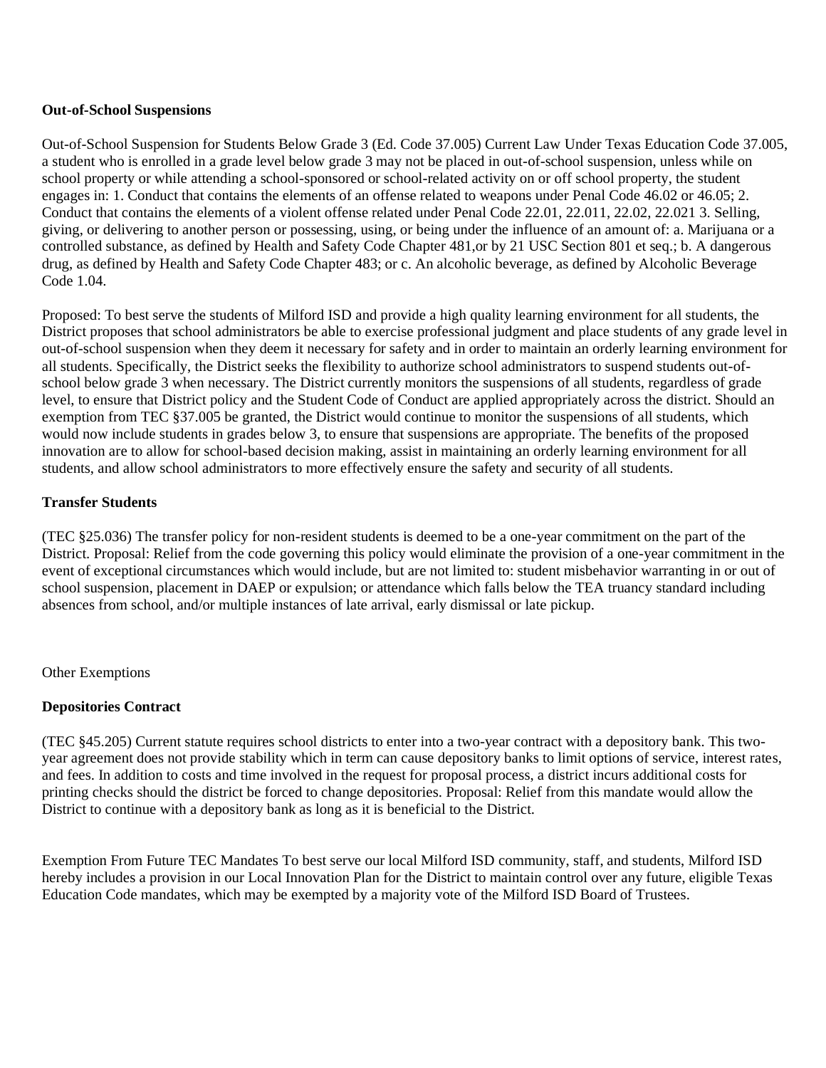**Out-of-School Suspensions**

Out-of-School Suspension for Students Below Grade 3 (Ed. Code 37.005) Current Law Under Texas Education Code 37.005, a student who is enrolled in a grade level below grade 3 may not be placed in out-of-school suspension, unless while on school property or while attending a school-sponsored or school-related activity on or off school property, the student engages in: 1. Conduct that contains the elements of an offense related to weapons under Penal Code 46.02 or 46.05; 2. Conduct that contains the elements of a violent offense related under Penal Code 22.01, 22.011, 22.02, 22.021 3. Selling, giving, or delivering to another person or possessing, using, or being under the influence of an amount of: a. Marijuana or a controlled substance, as defined by Health and Safety Code Chapter 481,or by 21 USC Section 801 et seq.; b. A dangerous drug, as defined by Health and Safety Code Chapter 483; or c. An alcoholic beverage, as defined by Alcoholic Beverage Code 1.04.

Proposed: To best serve the students of Milford ISD and provide a high quality learning environment for all students, the District proposes that school administrators be able to exercise professional judgment and place students of any grade level in out-of-school suspension when they deem it necessary for safety and in order to maintain an orderly learning environment for all students. Specifically, the District seeks the flexibility to authorize school administrators to suspend students out-of-school below grade 3 when necessary. The District currently monitors the suspensions of all students, regardless of grade level, to ensure that District policy and the Student Code of Conduct are applied appropriately across the district. Should an exemption from TEC §37.005 be granted, the District would continue to monitor the suspensions of all students, which would now include students in grades below 3, to ensure that suspensions are appropriate. The benefits of the proposed innovation are to allow for school-based decision making, assist in maintaining an orderly learning environment for all students, and allow school administrators to more effectively ensure the safety and security of all students.

**Transfer Students**

(TEC §25.036) The transfer policy for non-resident students is deemed to be a one-year commitment on the part of the District. Proposal: Relief from the code governing this policy would eliminate the provision of a one-year commitment in the event of exceptional circumstances which would include, but are not limited to: student misbehavior warranting in or out of school suspension, placement in DAEP or expulsion; or attendance which falls below the TEA truancy standard including absences from school, and/or multiple instances of late arrival, early dismissal or late pickup.

Other Exemptions

**Depositories Contract**

(TEC §45.205) Current statute requires school districts to enter into a two-year contract with a depository bank. This two-year agreement does not provide stability which in term can cause depository banks to limit options of service, interest rates, and fees. In addition to costs and time involved in the request for proposal process, a district incurs additional costs for printing checks should the district be forced to change depositories. Proposal: Relief from this mandate would allow the District to continue with a depository bank as long as it is beneficial to the District.

Exemption From Future TEC Mandates To best serve our local Milford ISD community, staff, and students, Milford ISD hereby includes a provision in our Local Innovation Plan for the District to maintain control over any future, eligible Texas Education Code mandates, which may be exempted by a majority vote of the Milford ISD Board of Trustees.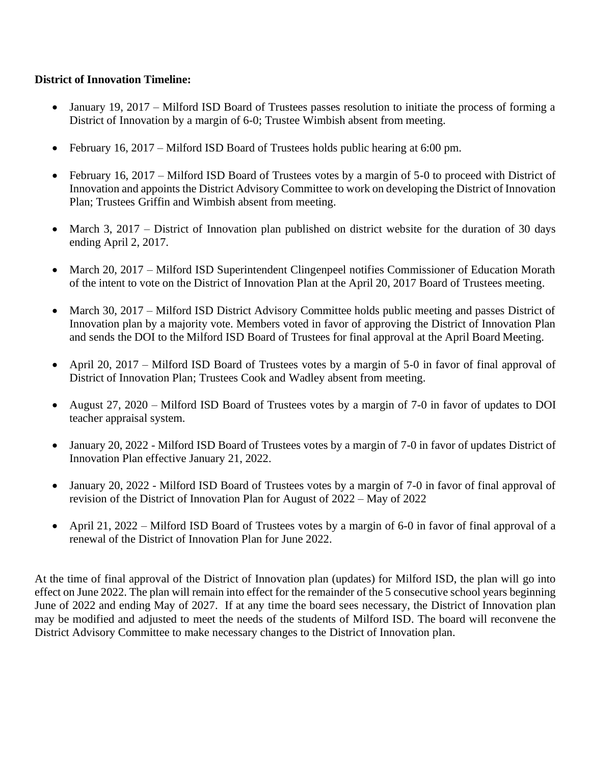**District of Innovation Timeline:**

- January 19, 2017 – Milford ISD Board of Trustees passes resolution to initiate the process of forming a District of Innovation by a margin of 6-0; Trustee Wimbish absent from meeting.
- February 16, 2017 – Milford ISD Board of Trustees holds public hearing at 6:00 pm.
- February 16, 2017 – Milford ISD Board of Trustees votes by a margin of 5-0 to proceed with District of Innovation and appoints the District Advisory Committee to work on developing the District of Innovation Plan; Trustees Griffin and Wimbish absent from meeting.
- March 3, 2017 – District of Innovation plan published on district website for the duration of 30 days ending April 2, 2017.
- March 20, 2017 – Milford ISD Superintendent Clingenpeel notifies Commissioner of Education Morath of the intent to vote on the District of Innovation Plan at the April 20, 2017 Board of Trustees meeting.
- March 30, 2017 – Milford ISD District Advisory Committee holds public meeting and passes District of Innovation plan by a majority vote. Members voted in favor of approving the District of Innovation Plan and sends the DOI to the Milford ISD Board of Trustees for final approval at the April Board Meeting.
- April 20, 2017 – Milford ISD Board of Trustees votes by a margin of 5-0 in favor of final approval of District of Innovation Plan; Trustees Cook and Wadley absent from meeting.
- August 27, 2020 – Milford ISD Board of Trustees votes by a margin of 7-0 in favor of updates to DOI teacher appraisal system.
- January 20, 2022 - Milford ISD Board of Trustees votes by a margin of 7-0 in favor of updates District of Innovation Plan effective January 21, 2022.
- January 20, 2022 - Milford ISD Board of Trustees votes by a margin of 7-0 in favor of final approval of revision of the District of Innovation Plan for August of 2022 – May of 2022
- April 21, 2022 – Milford ISD Board of Trustees votes by a margin of 6-0 in favor of final approval of a renewal of the District of Innovation Plan for June 2022.

At the time of final approval of the District of Innovation plan (updates) for Milford ISD, the plan will go into effect on June 2022. The plan will remain into effect for the remainder of the 5 consecutive school years beginning June of 2022 and ending May of 2027. If at any time the board sees necessary, the District of Innovation plan may be modified and adjusted to meet the needs of the students of Milford ISD. The board will reconvene the District Advisory Committee to make necessary changes to the District of Innovation plan.